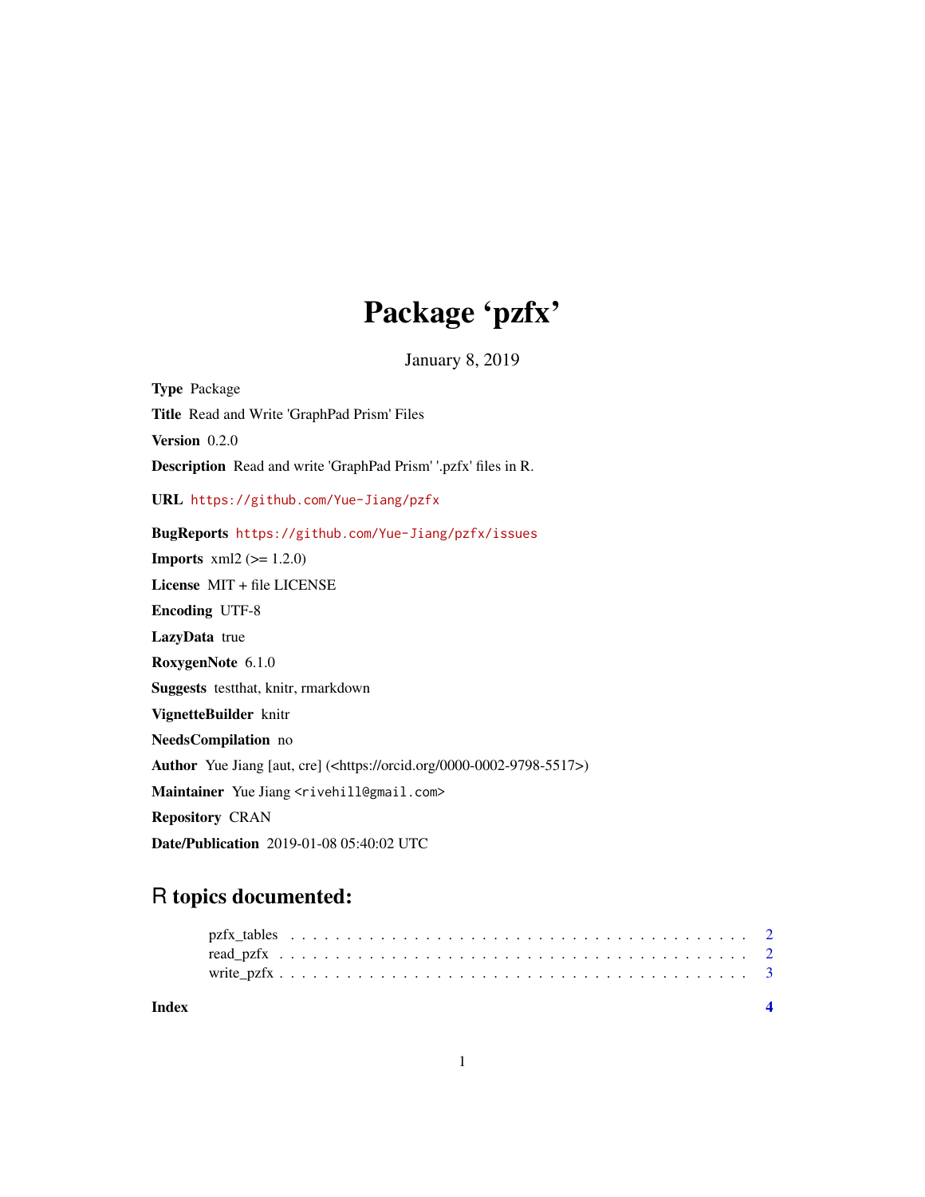# Package 'pzfx'

January 8, 2019

**Type** Package

**Title** Read and Write 'GraphPad Prism' Files

**Version** 0.2.0

**Description** Read and write 'GraphPad Prism' '.pzfx' files in R.

**URL** https://github.com/Yue-Jiang/pzfx

**BugReports** https://github.com/Yue-Jiang/pzfx/issues

**Imports** xml2 (>= 1.2.0)

**License** MIT + file LICENSE

**Encoding** UTF-8

**LazyData** true

**RoxygenNote** 6.1.0

**Suggests** testthat, knitr, rmarkdown

**VignetteBuilder** knitr

**NeedsCompilation** no

**Author** Yue Jiang [aut, cre] (<https://orcid.org/0000-0002-9798-5517>)

**Maintainer** Yue Jiang <rivehill@gmail.com>

**Repository** CRAN

**Date/Publication** 2019-01-08 05:40:02 UTC

## R topics documented:

pzfx_tables . . . . . . . . . . . . . . . . . . . . . . . . . . . . . . . . . . . . . . . . . 2
read_pzfx . . . . . . . . . . . . . . . . . . . . . . . . . . . . . . . . . . . . . . . . . . 2
write_pzfx . . . . . . . . . . . . . . . . . . . . . . . . . . . . . . . . . . . . . . . . . . 3

**Index** **4**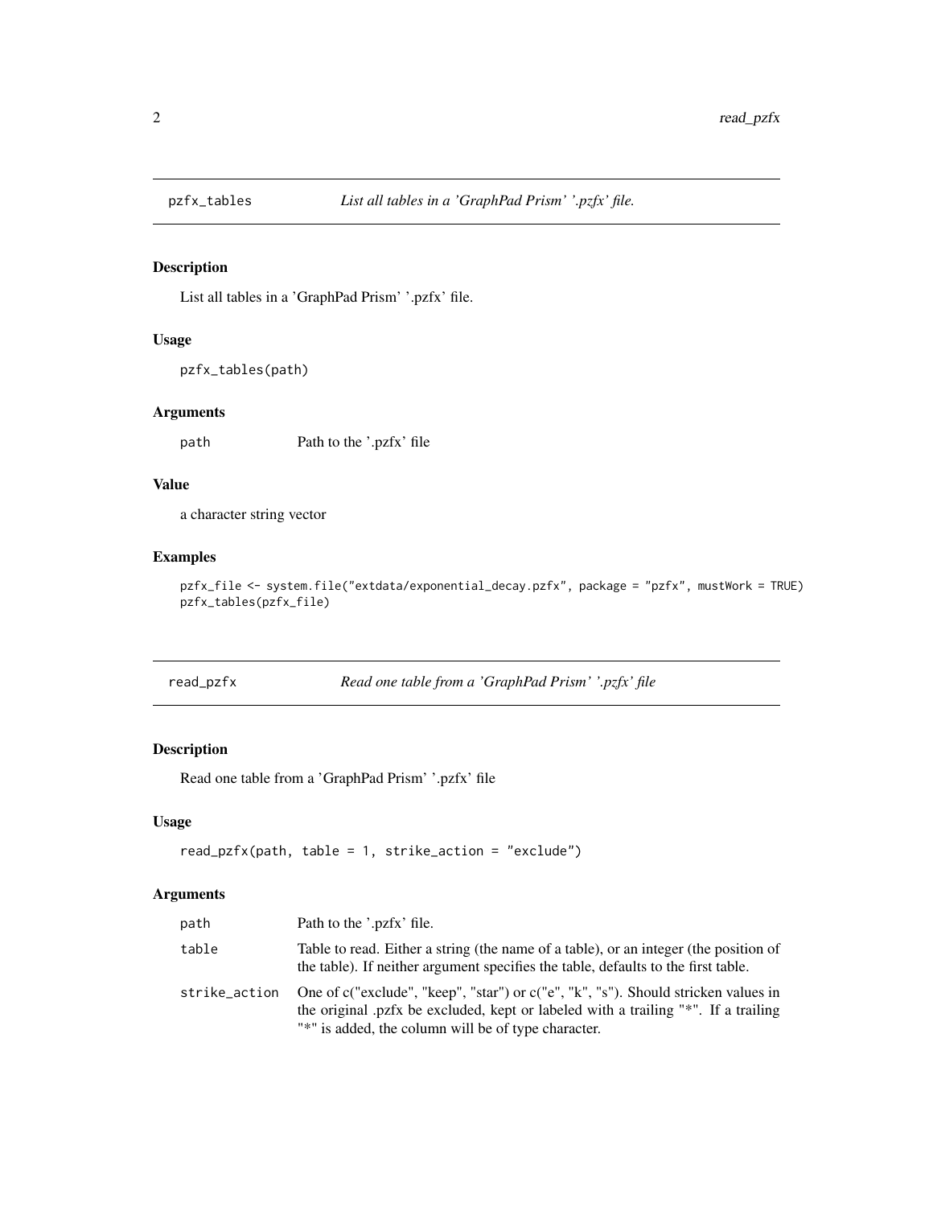## pzfx_tables — *List all tables in a 'GraphPad Prism' '.pzfx' file.*

### Description

List all tables in a 'GraphPad Prism' '.pzfx' file.

### Usage

```
pzfx_tables(path)
```

### Arguments

| | |
|---|---|
| path | Path to the '.pzfx' file |

### Value

a character string vector

### Examples

```
pzfx_file <- system.file("extdata/exponential_decay.pzfx", package = "pzfx", mustWork = TRUE)
pzfx_tables(pzfx_file)
```

## read_pzfx — *Read one table from a 'GraphPad Prism' '.pzfx' file*

### Description

Read one table from a 'GraphPad Prism' '.pzfx' file

### Usage

```
read_pzfx(path, table = 1, strike_action = "exclude")
```

### Arguments

| | |
|---|---|
| path | Path to the '.pzfx' file. |
| table | Table to read. Either a string (the name of a table), or an integer (the position of the table). If neither argument specifies the table, defaults to the first table. |
| strike_action | One of c("exclude", "keep", "star") or c("e", "k", "s"). Should stricken values in the original .pzfx be excluded, kept or labeled with a trailing "*". If a trailing "*" is added, the column will be of type character. |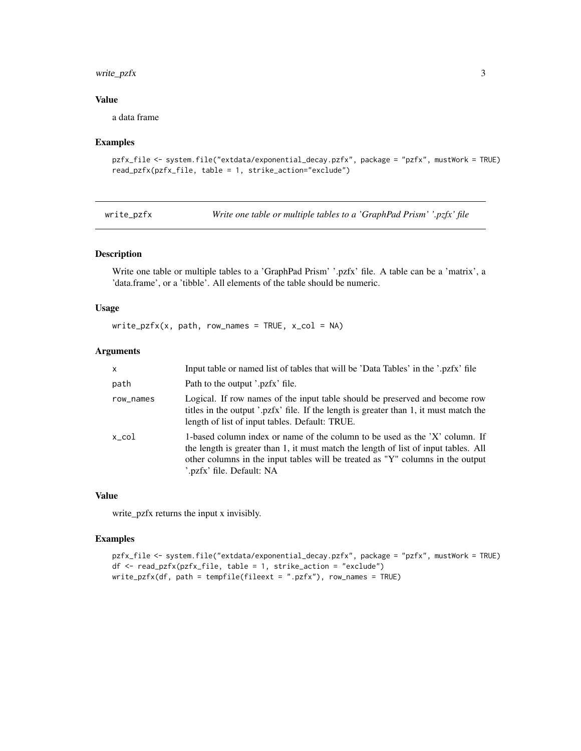## Value

a data frame

## Examples

```
pzfx_file <- system.file("extdata/exponential_decay.pzfx", package = "pzfx", mustWork = TRUE)
read_pzfx(pzfx_file, table = 1, strike_action="exclude")
```

---

# write_pzfx — *Write one table or multiple tables to a 'GraphPad Prism' '.pzfx' file*

---

## Description

Write one table or multiple tables to a 'GraphPad Prism' '.pzfx' file. A table can be a 'matrix', a 'data.frame', or a 'tibble'. All elements of the table should be numeric.

## Usage

```
write_pzfx(x, path, row_names = TRUE, x_col = NA)
```

## Arguments

| | |
|---|---|
| `x` | Input table or named list of tables that will be 'Data Tables' in the '.pzfx' file |
| `path` | Path to the output '.pzfx' file. |
| `row_names` | Logical. If row names of the input table should be preserved and become row titles in the output '.pzfx' file. If the length is greater than 1, it must match the length of list of input tables. Default: TRUE. |
| `x_col` | 1-based column index or name of the column to be used as the 'X' column. If the length is greater than 1, it must match the length of list of input tables. All other columns in the input tables will be treated as "Y" columns in the output '.pzfx' file. Default: NA |

## Value

write_pzfx returns the input x invisibly.

## Examples

```
pzfx_file <- system.file("extdata/exponential_decay.pzfx", package = "pzfx", mustWork = TRUE)
df <- read_pzfx(pzfx_file, table = 1, strike_action = "exclude")
write_pzfx(df, path = tempfile(fileext = ".pzfx"), row_names = TRUE)
```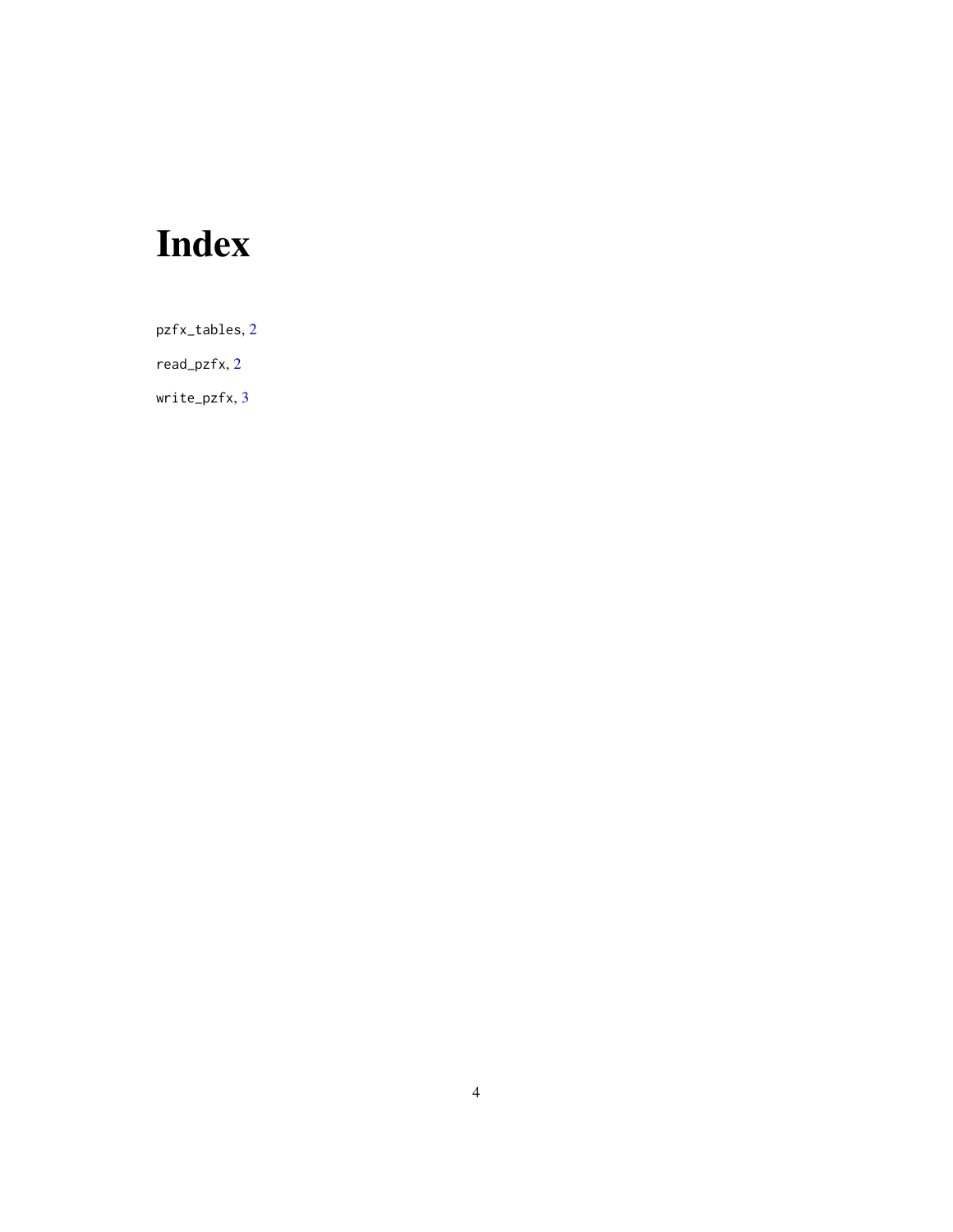# Index

pzfx_tables, 2

read_pzfx, 2

write_pzfx, 3